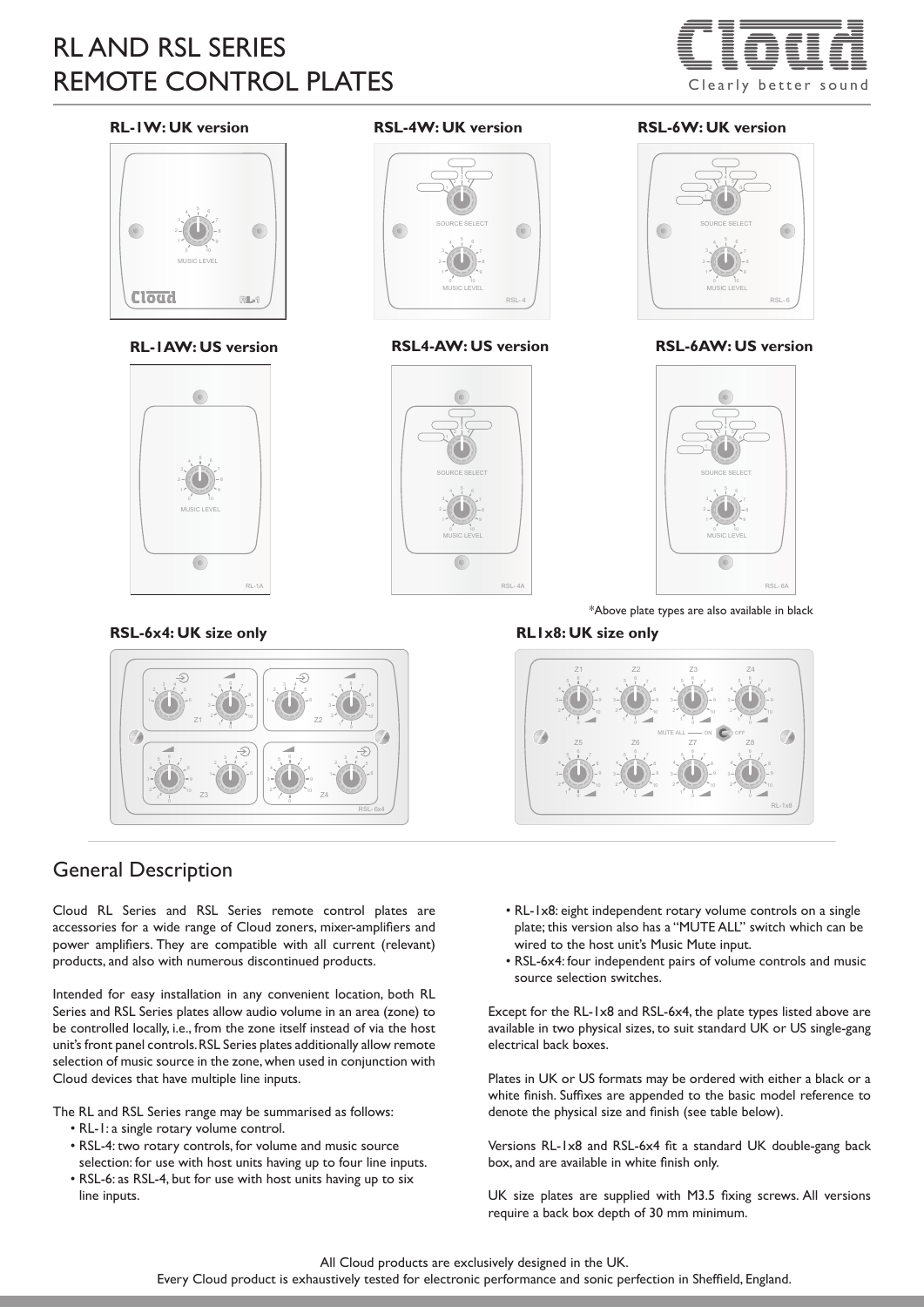# RL AND RSL SERIES
# REMOTE CONTROL PLATES

**RL-1W: UK version**

**RSL-4W: UK version**

**RSL-6W: UK version**

**RL-1AW: US version**

**RSL4-AW: US version**

**RSL-6AW: US version**

*Above plate types are also available in black

**RSL-6x4: UK size only**

**RL1x8: UK size only**

## General Description

Cloud RL Series and RSL Series remote control plates are accessories for a wide range of Cloud zoners, mixer-amplifiers and power amplifiers. They are compatible with all current (relevant) products, and also with numerous discontinued products.

Intended for easy installation in any convenient location, both RL Series and RSL Series plates allow audio volume in an area (zone) to be controlled locally, i.e., from the zone itself instead of via the host unit's front panel controls. RSL Series plates additionally allow remote selection of music source in the zone, when used in conjunction with Cloud devices that have multiple line inputs.

The RL and RSL Series range may be summarised as follows:

- RL-1: a single rotary volume control.
- RSL-4: two rotary controls, for volume and music source selection: for use with host units having up to four line inputs.
- RSL-6: as RSL-4, but for use with host units having up to six line inputs.
- RL-1x8: eight independent rotary volume controls on a single plate; this version also has a "MUTE ALL" switch which can be wired to the host unit's Music Mute input.
- RSL-6x4: four independent pairs of volume controls and music source selection switches.

Except for the RL-1x8 and RSL-6x4, the plate types listed above are available in two physical sizes, to suit standard UK or US single-gang electrical back boxes.

Plates in UK or US formats may be ordered with either a black or a white finish. Suffixes are appended to the basic model reference to denote the physical size and finish (see table below).

Versions RL-1x8 and RSL-6x4 fit a standard UK double-gang back box, and are available in white finish only.

UK size plates are supplied with M3.5 fixing screws. All versions require a back box depth of 30 mm minimum.

All Cloud products are exclusively designed in the UK.
Every Cloud product is exhaustively tested for electronic performance and sonic perfection in Sheffield, England.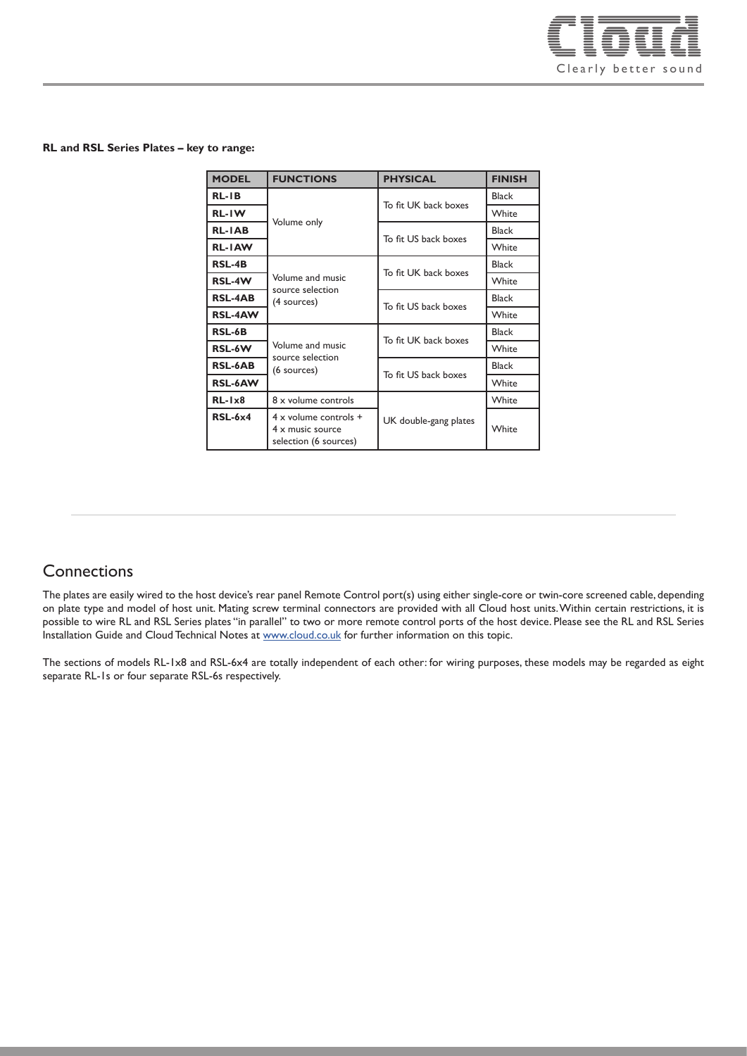**RL and RSL Series Plates – key to range:**

| MODEL | FUNCTIONS | PHYSICAL | FINISH |
|---|---|---|---|
| **RL-1B** | Volume only | To fit UK back boxes | Black |
| **RL-1W** | | | White |
| **RL-1AB** | | To fit US back boxes | Black |
| **RL-1AW** | | | White |
| **RSL-4B** | Volume and music source selection (4 sources) | To fit UK back boxes | Black |
| **RSL-4W** | | | White |
| **RSL-4AB** | | To fit US back boxes | Black |
| **RSL-4AW** | | | White |
| **RSL-6B** | Volume and music source selection (6 sources) | To fit UK back boxes | Black |
| **RSL-6W** | | | White |
| **RSL-6AB** | | To fit US back boxes | Black |
| **RSL-6AW** | | | White |
| **RL-1x8** | 8 x volume controls | UK double-gang plates | White |
| **RSL-6x4** | 4 x volume controls + 4 x music source selection (6 sources) | | White |

## Connections

The plates are easily wired to the host device's rear panel Remote Control port(s) using either single-core or twin-core screened cable, depending on plate type and model of host unit. Mating screw terminal connectors are provided with all Cloud host units. Within certain restrictions, it is possible to wire RL and RSL Series plates "in parallel" to two or more remote control ports of the host device. Please see the RL and RSL Series Installation Guide and Cloud Technical Notes at www.cloud.co.uk for further information on this topic.

The sections of models RL-1x8 and RSL-6x4 are totally independent of each other: for wiring purposes, these models may be regarded as eight separate RL-1s or four separate RSL-6s respectively.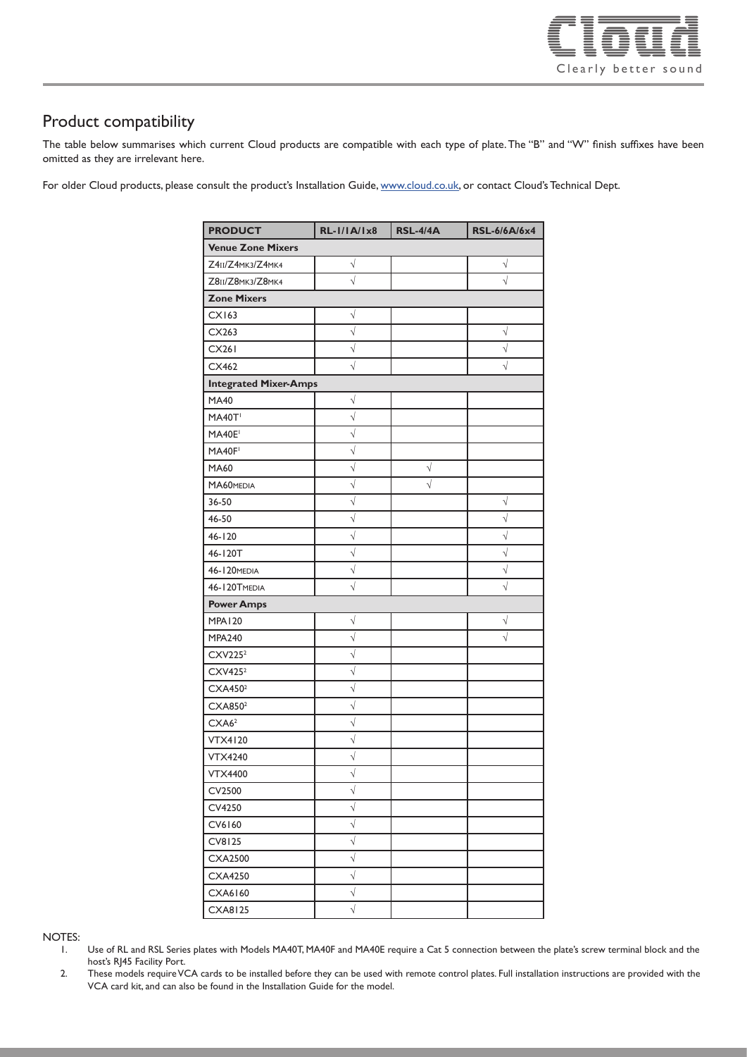## Product compatibility

The table below summarises which current Cloud products are compatible with each type of plate. The "B" and "W" finish suffixes have been omitted as they are irrelevant here.

For older Cloud products, please consult the product's Installation Guide, www.cloud.co.uk, or contact Cloud's Technical Dept.

| PRODUCT | RL-1/1A/1x8 | RSL-4/4A | RSL-6/6A/6x4 |
|---|---|---|---|
| **Venue Zone Mixers** | | | |
| Z4II/Z4MK3/Z4MK4 | √ | | √ |
| Z8II/Z8MK3/Z8MK4 | √ | | √ |
| **Zone Mixers** | | | |
| CX163 | √ | | |
| CX263 | √ | | √ |
| CX261 | √ | | √ |
| CX462 | √ | | √ |
| **Integrated Mixer-Amps** | | | |
| MA40 | √ | | |
| MA40T[1] | √ | | |
| MA40E[1] | √ | | |
| MA40F[1] | √ | | |
| MA60 | √ | √ | |
| MA60MEDIA | √ | √ | |
| 36-50 | √ | | √ |
| 46-50 | √ | | √ |
| 46-120 | √ | | √ |
| 46-120T | √ | | √ |
| 46-120MEDIA | √ | | √ |
| 46-120TMEDIA | √ | | √ |
| **Power Amps** | | | |
| MPA120 | √ | | √ |
| MPA240 | √ | | √ |
| CXV225[2] | √ | | |
| CXV425[2] | √ | | |
| CXA450[2] | √ | | |
| CXA850[2] | √ | | |
| CXA6[2] | √ | | |
| VTX4120 | √ | | |
| VTX4240 | √ | | |
| VTX4400 | √ | | |
| CV2500 | √ | | |
| CV4250 | √ | | |
| CV6160 | √ | | |
| CV8125 | √ | | |
| CXA2500 | √ | | |
| CXA4250 | √ | | |
| CXA6160 | √ | | |
| CXA8125 | √ | | |

NOTES:

1. Use of RL and RSL Series plates with Models MA40T, MA40F and MA40E require a Cat 5 connection between the plate's screw terminal block and the host's RJ45 Facility Port.
2. These models require VCA cards to be installed before they can be used with remote control plates. Full installation instructions are provided with the VCA card kit, and can also be found in the Installation Guide for the model.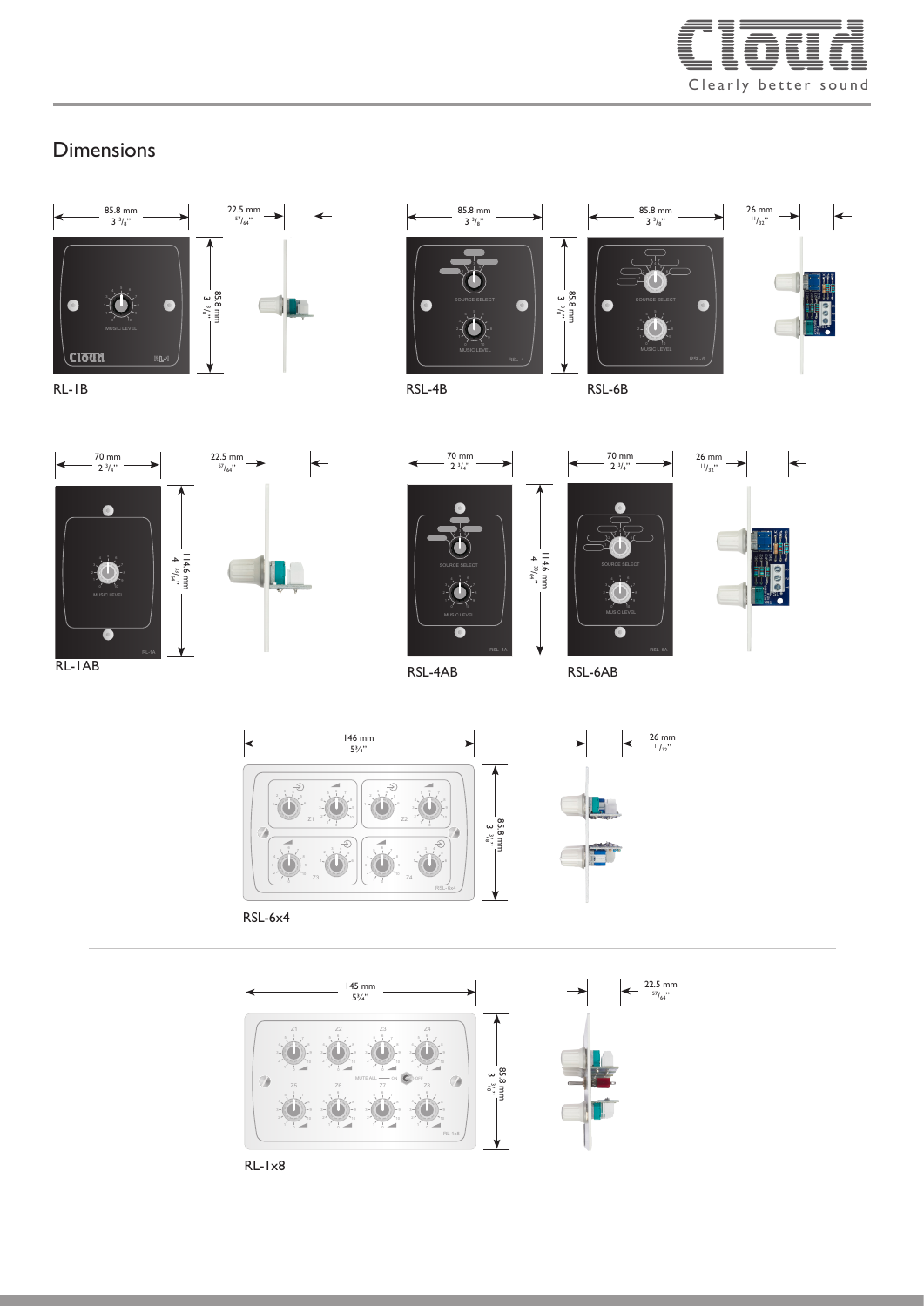# Dimensions

85.8 mm
3 3/8"

22.5 mm
57/64"

85.8 mm
3 3/8"

RL-1B

85.8 mm
3 3/8"

85.8 mm
3 3/8"

85.8 mm
3 3/8"

26 mm
11/32"

RSL-4B

RSL-6B

70 mm
2 3/4"

22.5 mm
57/64"

114.6 mm
4 33/64"

RL-1AB

70 mm
2 3/4"

114.6 mm
4 33/64"

70 mm
2 3/4"

26 mm
11/32"

RSL-4AB

RSL-6AB

146 mm
5¾"

85.8 mm
3 3/8"

26 mm
11/32"

RSL-6x4

145 mm
5¾"

85.8 mm
3 3/8"

22.5 mm
57/64"

RL-1x8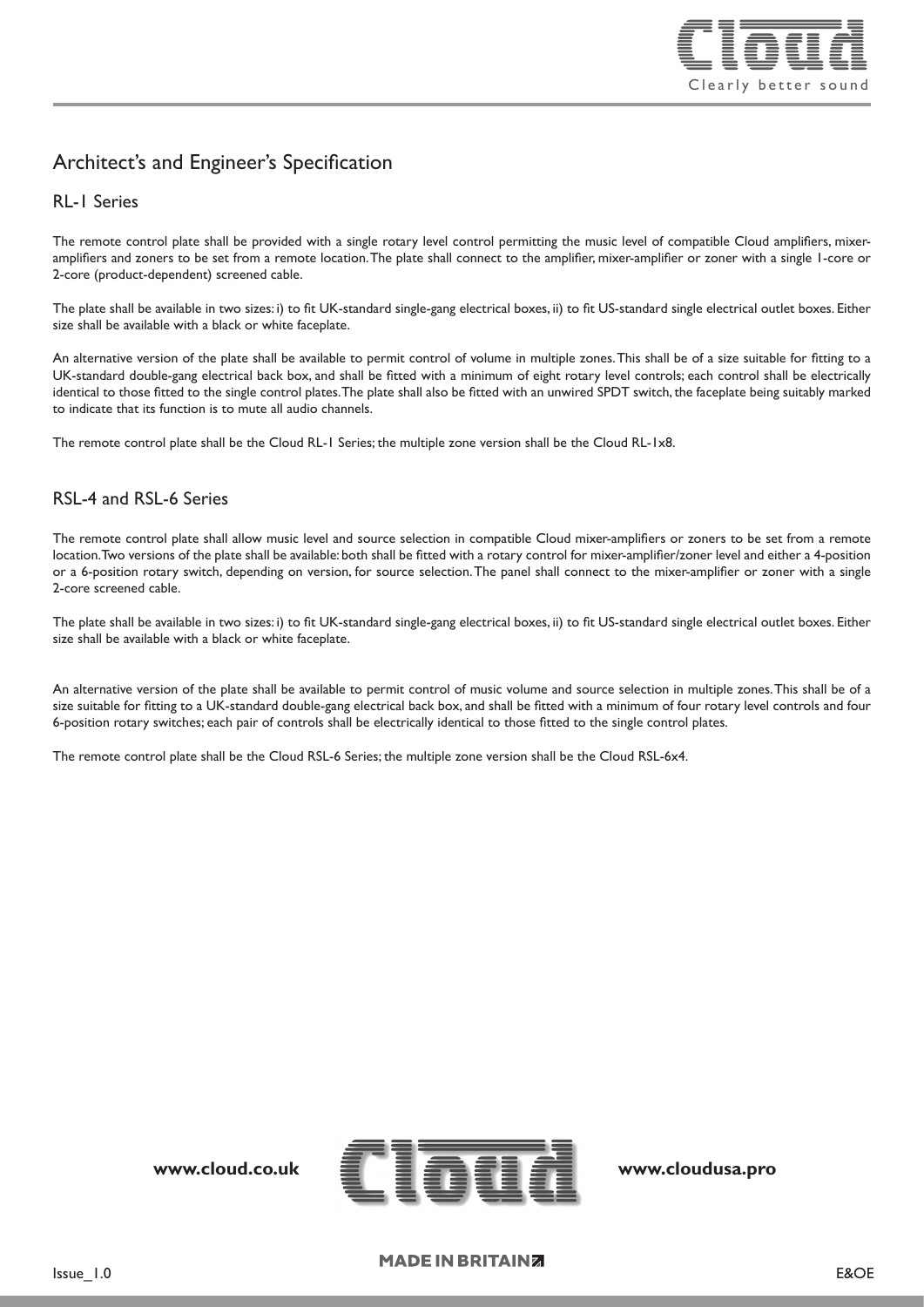# Architect's and Engineer's Specification

## RL-1 Series

The remote control plate shall be provided with a single rotary level control permitting the music level of compatible Cloud amplifiers, mixer-amplifiers and zoners to be set from a remote location. The plate shall connect to the amplifier, mixer-amplifier or zoner with a single 1-core or 2-core (product-dependent) screened cable.

The plate shall be available in two sizes: i) to fit UK-standard single-gang electrical boxes, ii) to fit US-standard single electrical outlet boxes. Either size shall be available with a black or white faceplate.

An alternative version of the plate shall be available to permit control of volume in multiple zones. This shall be of a size suitable for fitting to a UK-standard double-gang electrical back box, and shall be fitted with a minimum of eight rotary level controls; each control shall be electrically identical to those fitted to the single control plates. The plate shall also be fitted with an unwired SPDT switch, the faceplate being suitably marked to indicate that its function is to mute all audio channels.

The remote control plate shall be the Cloud RL-1 Series; the multiple zone version shall be the Cloud RL-1x8.

## RSL-4 and RSL-6 Series

The remote control plate shall allow music level and source selection in compatible Cloud mixer-amplifiers or zoners to be set from a remote location. Two versions of the plate shall be available: both shall be fitted with a rotary control for mixer-amplifier/zoner level and either a 4-position or a 6-position rotary switch, depending on version, for source selection. The panel shall connect to the mixer-amplifier or zoner with a single 2-core screened cable.

The plate shall be available in two sizes: i) to fit UK-standard single-gang electrical boxes, ii) to fit US-standard single electrical outlet boxes. Either size shall be available with a black or white faceplate.

An alternative version of the plate shall be available to permit control of music volume and source selection in multiple zones. This shall be of a size suitable for fitting to a UK-standard double-gang electrical back box, and shall be fitted with a minimum of four rotary level controls and four 6-position rotary switches; each pair of controls shall be electrically identical to those fitted to the single control plates.

The remote control plate shall be the Cloud RSL-6 Series; the multiple zone version shall be the Cloud RSL-6x4.

**www.cloud.co.uk** **www.cloudusa.pro**

MADE IN BRITAIN

Issue_1.0 E&OE